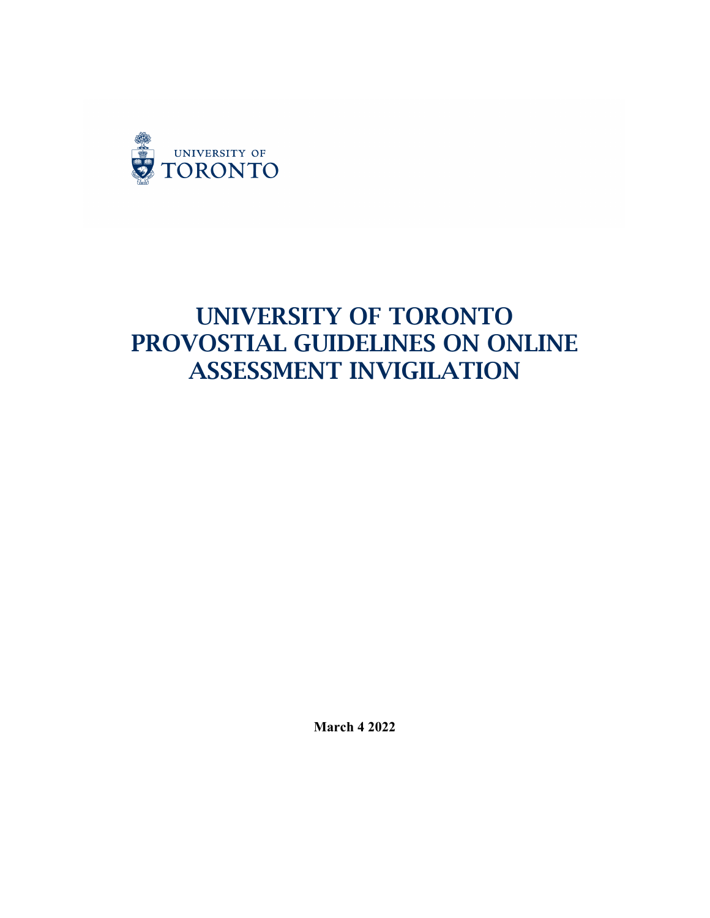UNIVERSITY OF TORONTO

# UNIVERSITY OF TORONTO PROVOSTIAL GUIDELINES ON ONLINE ASSESSMENT INVIGILATION

**March 4 2022**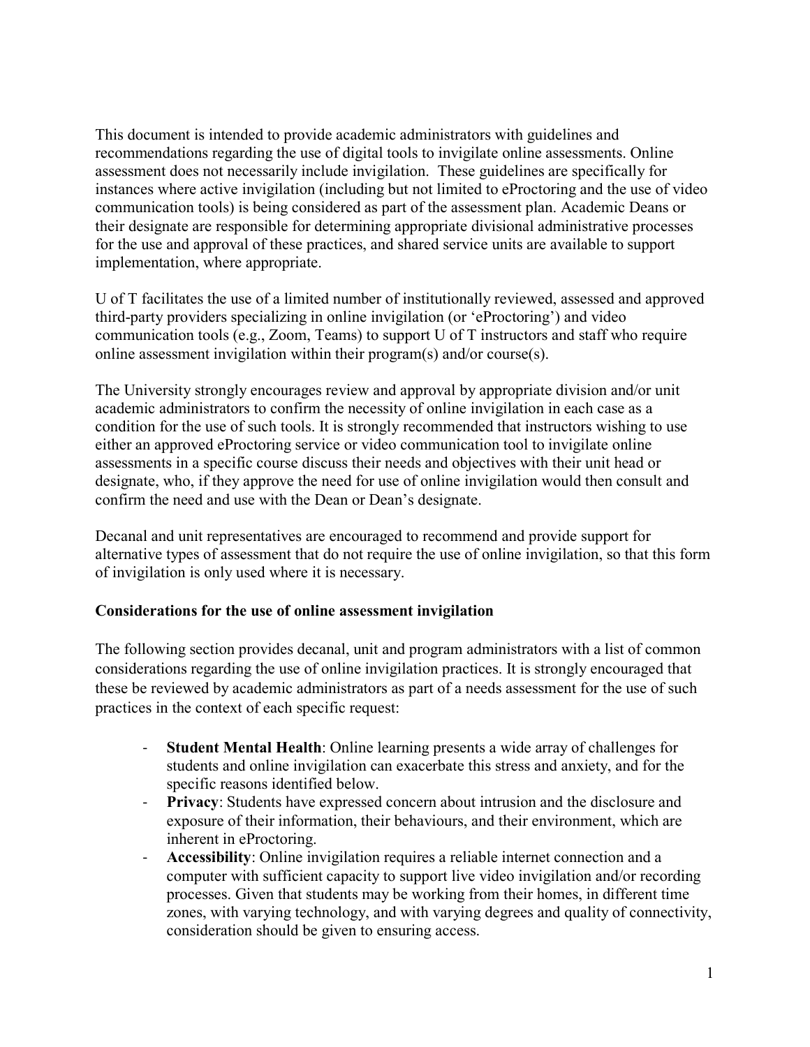This document is intended to provide academic administrators with guidelines and recommendations regarding the use of digital tools to invigilate online assessments. Online assessment does not necessarily include invigilation. These guidelines are specifically for instances where active invigilation (including but not limited to eProctoring and the use of video communication tools) is being considered as part of the assessment plan. Academic Deans or their designate are responsible for determining appropriate divisional administrative processes for the use and approval of these practices, and shared service units are available to support implementation, where appropriate.

U of T facilitates the use of a limited number of institutionally reviewed, assessed and approved third-party providers specializing in online invigilation (or 'eProctoring') and video communication tools (e.g., Zoom, Teams) to support U of T instructors and staff who require online assessment invigilation within their program(s) and/or course(s).

The University strongly encourages review and approval by appropriate division and/or unit academic administrators to confirm the necessity of online invigilation in each case as a condition for the use of such tools. It is strongly recommended that instructors wishing to use either an approved eProctoring service or video communication tool to invigilate online assessments in a specific course discuss their needs and objectives with their unit head or designate, who, if they approve the need for use of online invigilation would then consult and confirm the need and use with the Dean or Dean's designate.

Decanal and unit representatives are encouraged to recommend and provide support for alternative types of assessment that do not require the use of online invigilation, so that this form of invigilation is only used where it is necessary.

**Considerations for the use of online assessment invigilation**

The following section provides decanal, unit and program administrators with a list of common considerations regarding the use of online invigilation practices. It is strongly encouraged that these be reviewed by academic administrators as part of a needs assessment for the use of such practices in the context of each specific request:

- **Student Mental Health**: Online learning presents a wide array of challenges for students and online invigilation can exacerbate this stress and anxiety, and for the specific reasons identified below.
- **Privacy**: Students have expressed concern about intrusion and the disclosure and exposure of their information, their behaviours, and their environment, which are inherent in eProctoring.
- **Accessibility**: Online invigilation requires a reliable internet connection and a computer with sufficient capacity to support live video invigilation and/or recording processes. Given that students may be working from their homes, in different time zones, with varying technology, and with varying degrees and quality of connectivity, consideration should be given to ensuring access.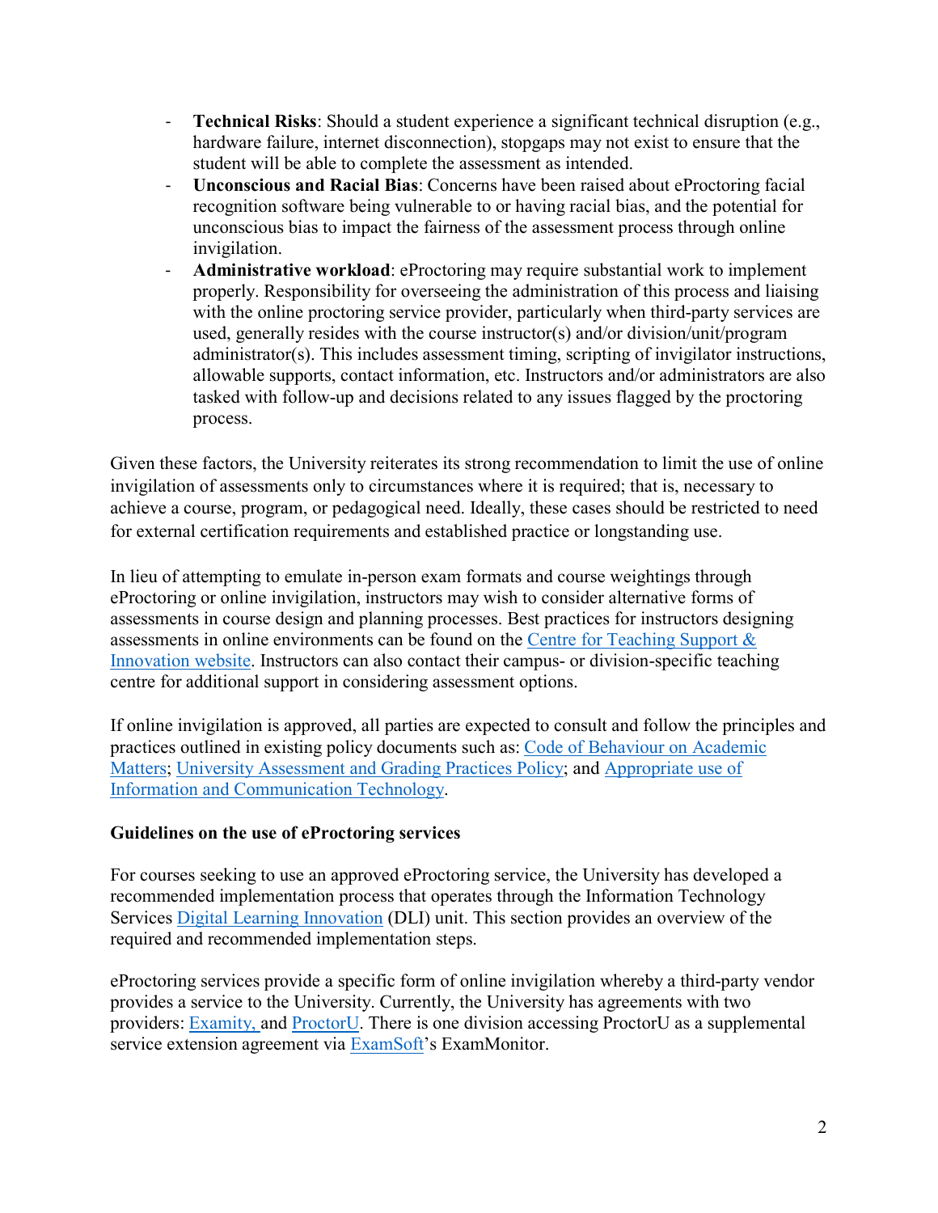- **Technical Risks**: Should a student experience a significant technical disruption (e.g., hardware failure, internet disconnection), stopgaps may not exist to ensure that the student will be able to complete the assessment as intended.
- **Unconscious and Racial Bias**: Concerns have been raised about eProctoring facial recognition software being vulnerable to or having racial bias, and the potential for unconscious bias to impact the fairness of the assessment process through online invigilation.
- **Administrative workload**: eProctoring may require substantial work to implement properly. Responsibility for overseeing the administration of this process and liaising with the online proctoring service provider, particularly when third-party services are used, generally resides with the course instructor(s) and/or division/unit/program administrator(s). This includes assessment timing, scripting of invigilator instructions, allowable supports, contact information, etc. Instructors and/or administrators are also tasked with follow-up and decisions related to any issues flagged by the proctoring process.

Given these factors, the University reiterates its strong recommendation to limit the use of online invigilation of assessments only to circumstances where it is required; that is, necessary to achieve a course, program, or pedagogical need. Ideally, these cases should be restricted to need for external certification requirements and established practice or longstanding use.

In lieu of attempting to emulate in-person exam formats and course weightings through eProctoring or online invigilation, instructors may wish to consider alternative forms of assessments in course design and planning processes. Best practices for instructors designing assessments in online environments can be found on the Centre for Teaching Support & Innovation website. Instructors can also contact their campus- or division-specific teaching centre for additional support in considering assessment options.

If online invigilation is approved, all parties are expected to consult and follow the principles and practices outlined in existing policy documents such as: Code of Behaviour on Academic Matters; University Assessment and Grading Practices Policy; and Appropriate use of Information and Communication Technology.

**Guidelines on the use of eProctoring services**

For courses seeking to use an approved eProctoring service, the University has developed a recommended implementation process that operates through the Information Technology Services Digital Learning Innovation (DLI) unit. This section provides an overview of the required and recommended implementation steps.

eProctoring services provide a specific form of online invigilation whereby a third-party vendor provides a service to the University. Currently, the University has agreements with two providers: Examity, and ProctorU. There is one division accessing ProctorU as a supplemental service extension agreement via ExamSoft's ExamMonitor.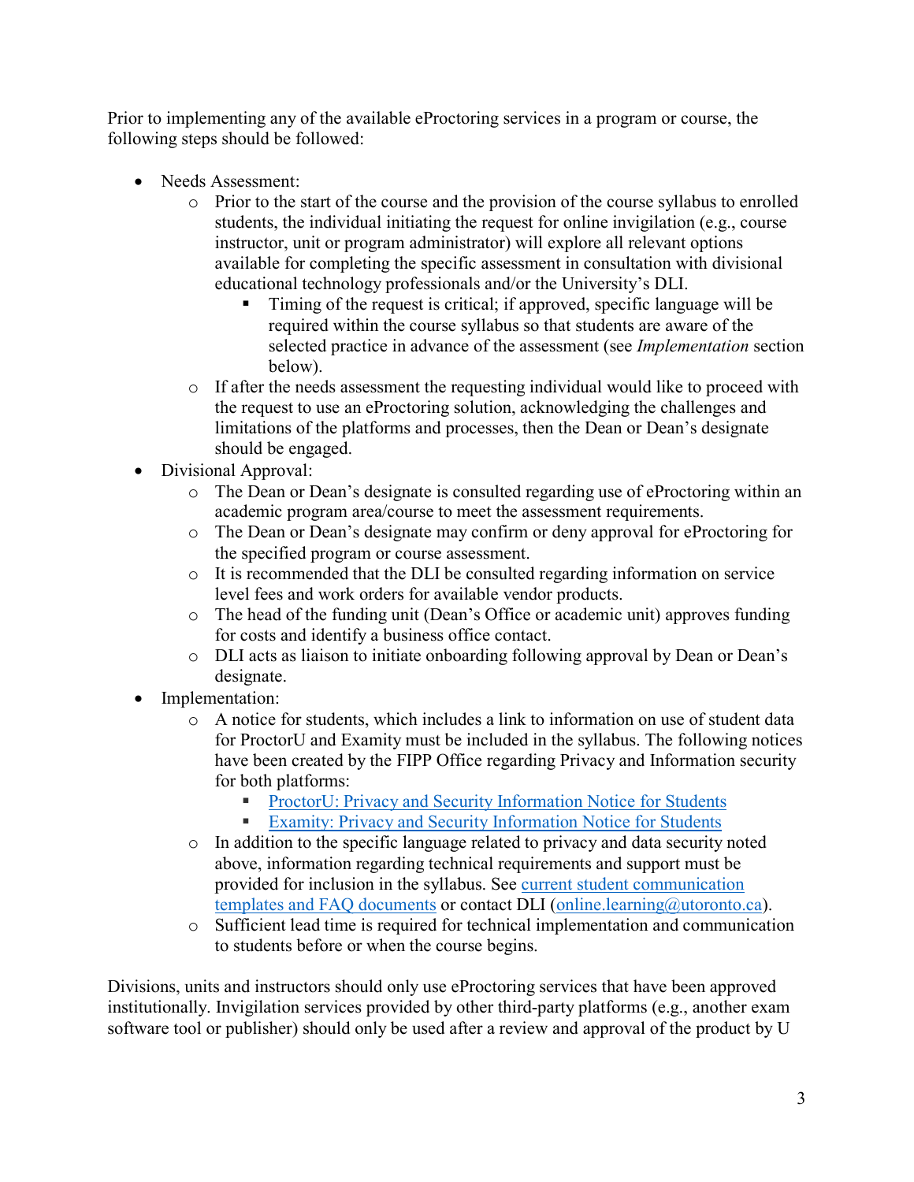Prior to implementing any of the available eProctoring services in a program or course, the following steps should be followed:

- Needs Assessment:
  - Prior to the start of the course and the provision of the course syllabus to enrolled students, the individual initiating the request for online invigilation (e.g., course instructor, unit or program administrator) will explore all relevant options available for completing the specific assessment in consultation with divisional educational technology professionals and/or the University's DLI.
    - Timing of the request is critical; if approved, specific language will be required within the course syllabus so that students are aware of the selected practice in advance of the assessment (see *Implementation* section below).
  - If after the needs assessment the requesting individual would like to proceed with the request to use an eProctoring solution, acknowledging the challenges and limitations of the platforms and processes, then the Dean or Dean's designate should be engaged.
- Divisional Approval:
  - The Dean or Dean's designate is consulted regarding use of eProctoring within an academic program area/course to meet the assessment requirements.
  - The Dean or Dean's designate may confirm or deny approval for eProctoring for the specified program or course assessment.
  - It is recommended that the DLI be consulted regarding information on service level fees and work orders for available vendor products.
  - The head of the funding unit (Dean's Office or academic unit) approves funding for costs and identify a business office contact.
  - DLI acts as liaison to initiate onboarding following approval by Dean or Dean's designate.
- Implementation:
  - A notice for students, which includes a link to information on use of student data for ProctorU and Examity must be included in the syllabus. The following notices have been created by the FIPP Office regarding Privacy and Information security for both platforms:
    - ProctorU: Privacy and Security Information Notice for Students
    - Examity: Privacy and Security Information Notice for Students
  - In addition to the specific language related to privacy and data security noted above, information regarding technical requirements and support must be provided for inclusion in the syllabus. See current student communication templates and FAQ documents or contact DLI (online.learning@utoronto.ca).
  - Sufficient lead time is required for technical implementation and communication to students before or when the course begins.

Divisions, units and instructors should only use eProctoring services that have been approved institutionally. Invigilation services provided by other third-party platforms (e.g., another exam software tool or publisher) should only be used after a review and approval of the product by U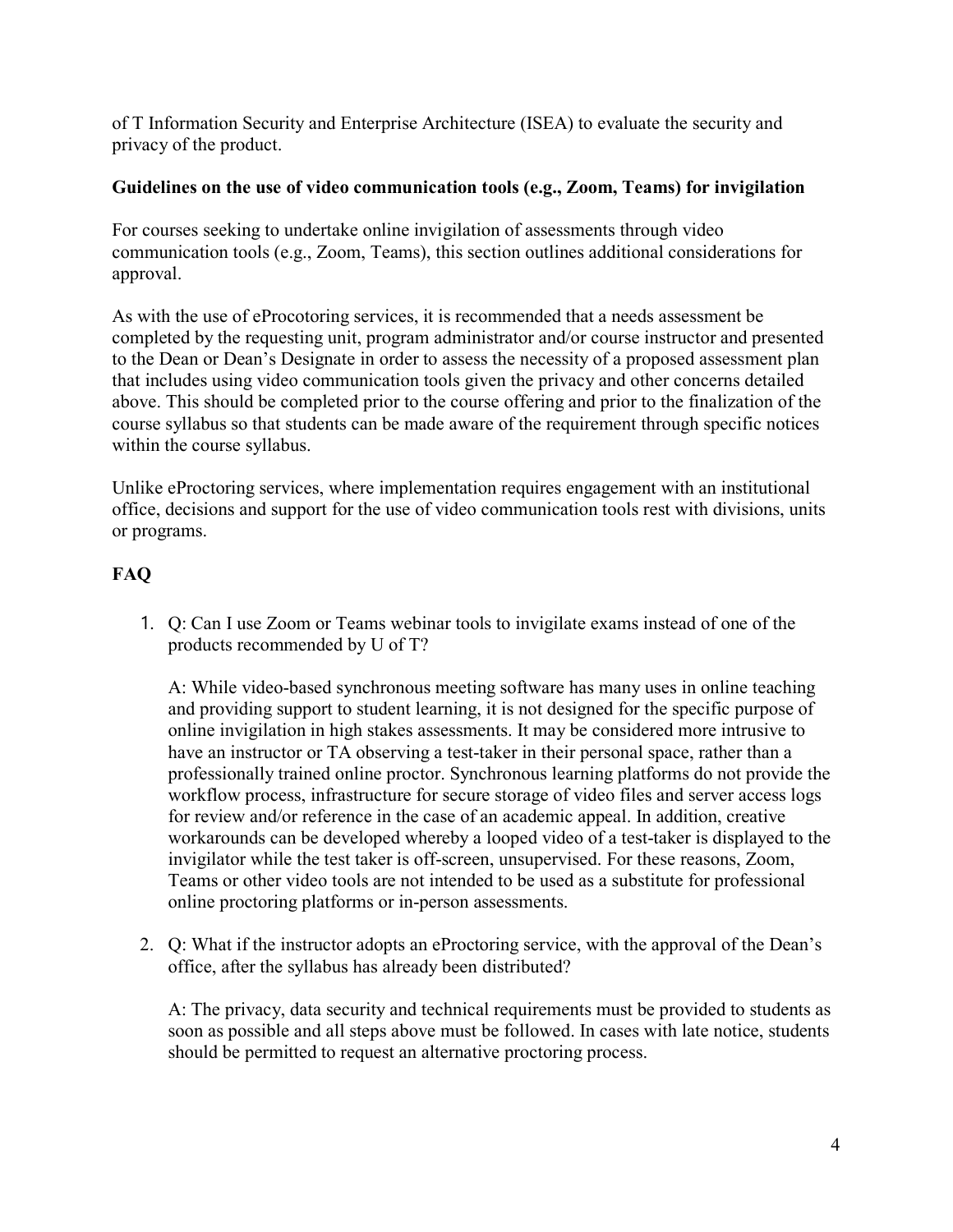of T Information Security and Enterprise Architecture (ISEA) to evaluate the security and privacy of the product.

**Guidelines on the use of video communication tools (e.g., Zoom, Teams) for invigilation**

For courses seeking to undertake online invigilation of assessments through video communication tools (e.g., Zoom, Teams), this section outlines additional considerations for approval.

As with the use of eProcotoring services, it is recommended that a needs assessment be completed by the requesting unit, program administrator and/or course instructor and presented to the Dean or Dean's Designate in order to assess the necessity of a proposed assessment plan that includes using video communication tools given the privacy and other concerns detailed above. This should be completed prior to the course offering and prior to the finalization of the course syllabus so that students can be made aware of the requirement through specific notices within the course syllabus.

Unlike eProctoring services, where implementation requires engagement with an institutional office, decisions and support for the use of video communication tools rest with divisions, units or programs.

## FAQ

1. Q: Can I use Zoom or Teams webinar tools to invigilate exams instead of one of the products recommended by U of T?

   A: While video-based synchronous meeting software has many uses in online teaching and providing support to student learning, it is not designed for the specific purpose of online invigilation in high stakes assessments. It may be considered more intrusive to have an instructor or TA observing a test-taker in their personal space, rather than a professionally trained online proctor. Synchronous learning platforms do not provide the workflow process, infrastructure for secure storage of video files and server access logs for review and/or reference in the case of an academic appeal. In addition, creative workarounds can be developed whereby a looped video of a test-taker is displayed to the invigilator while the test taker is off-screen, unsupervised. For these reasons, Zoom, Teams or other video tools are not intended to be used as a substitute for professional online proctoring platforms or in-person assessments.

2. Q: What if the instructor adopts an eProctoring service, with the approval of the Dean's office, after the syllabus has already been distributed?

   A: The privacy, data security and technical requirements must be provided to students as soon as possible and all steps above must be followed. In cases with late notice, students should be permitted to request an alternative proctoring process.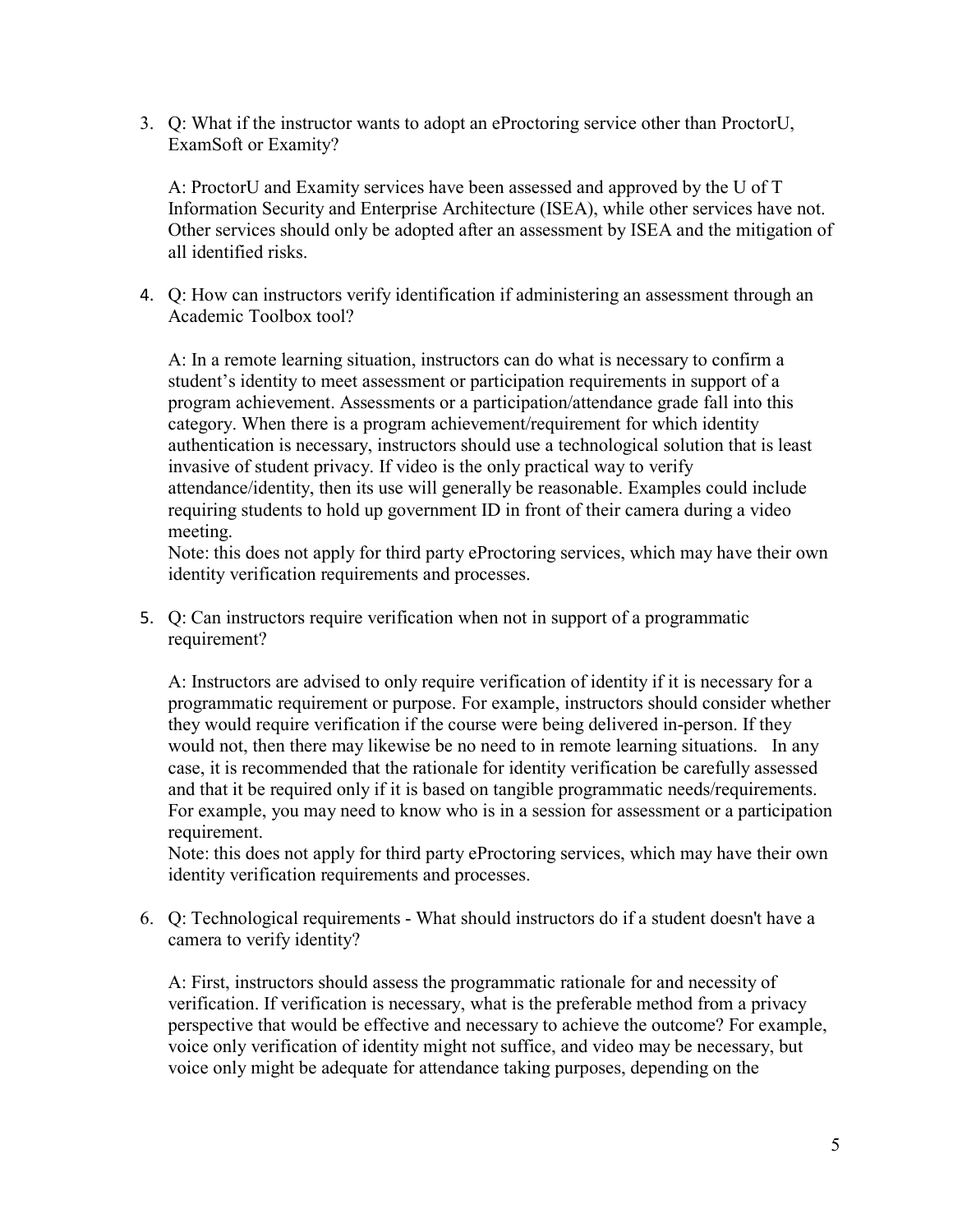3. Q: What if the instructor wants to adopt an eProctoring service other than ProctorU, ExamSoft or Examity?

   A: ProctorU and Examity services have been assessed and approved by the U of T Information Security and Enterprise Architecture (ISEA), while other services have not. Other services should only be adopted after an assessment by ISEA and the mitigation of all identified risks.

4. Q: How can instructors verify identification if administering an assessment through an Academic Toolbox tool?

   A: In a remote learning situation, instructors can do what is necessary to confirm a student's identity to meet assessment or participation requirements in support of a program achievement. Assessments or a participation/attendance grade fall into this category. When there is a program achievement/requirement for which identity authentication is necessary, instructors should use a technological solution that is least invasive of student privacy. If video is the only practical way to verify attendance/identity, then its use will generally be reasonable. Examples could include requiring students to hold up government ID in front of their camera during a video meeting.
   Note: this does not apply for third party eProctoring services, which may have their own identity verification requirements and processes.

5. Q: Can instructors require verification when not in support of a programmatic requirement?

   A: Instructors are advised to only require verification of identity if it is necessary for a programmatic requirement or purpose. For example, instructors should consider whether they would require verification if the course were being delivered in-person. If they would not, then there may likewise be no need to in remote learning situations. In any case, it is recommended that the rationale for identity verification be carefully assessed and that it be required only if it is based on tangible programmatic needs/requirements. For example, you may need to know who is in a session for assessment or a participation requirement.
   Note: this does not apply for third party eProctoring services, which may have their own identity verification requirements and processes.

6. Q: Technological requirements - What should instructors do if a student doesn't have a camera to verify identity?

   A: First, instructors should assess the programmatic rationale for and necessity of verification. If verification is necessary, what is the preferable method from a privacy perspective that would be effective and necessary to achieve the outcome? For example, voice only verification of identity might not suffice, and video may be necessary, but voice only might be adequate for attendance taking purposes, depending on the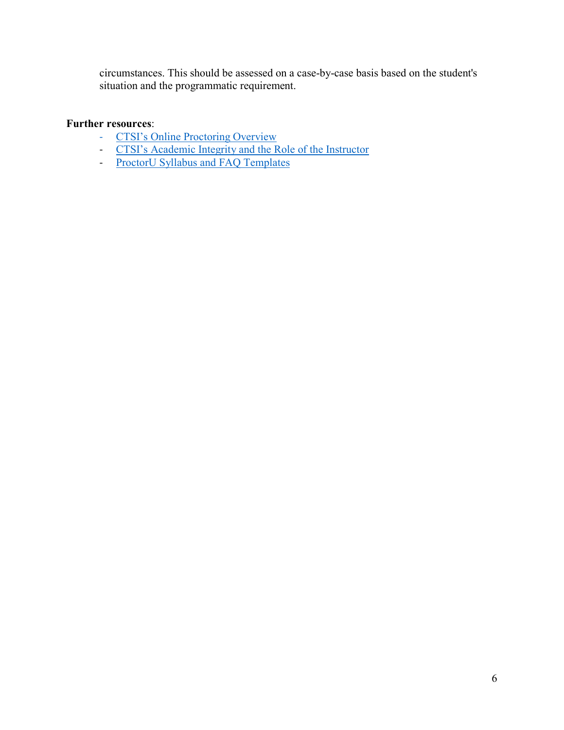circumstances. This should be assessed on a case-by-case basis based on the student's situation and the programmatic requirement.

**Further resources**:

- CTSI's Online Proctoring Overview
- CTSI's Academic Integrity and the Role of the Instructor
- ProctorU Syllabus and FAQ Templates